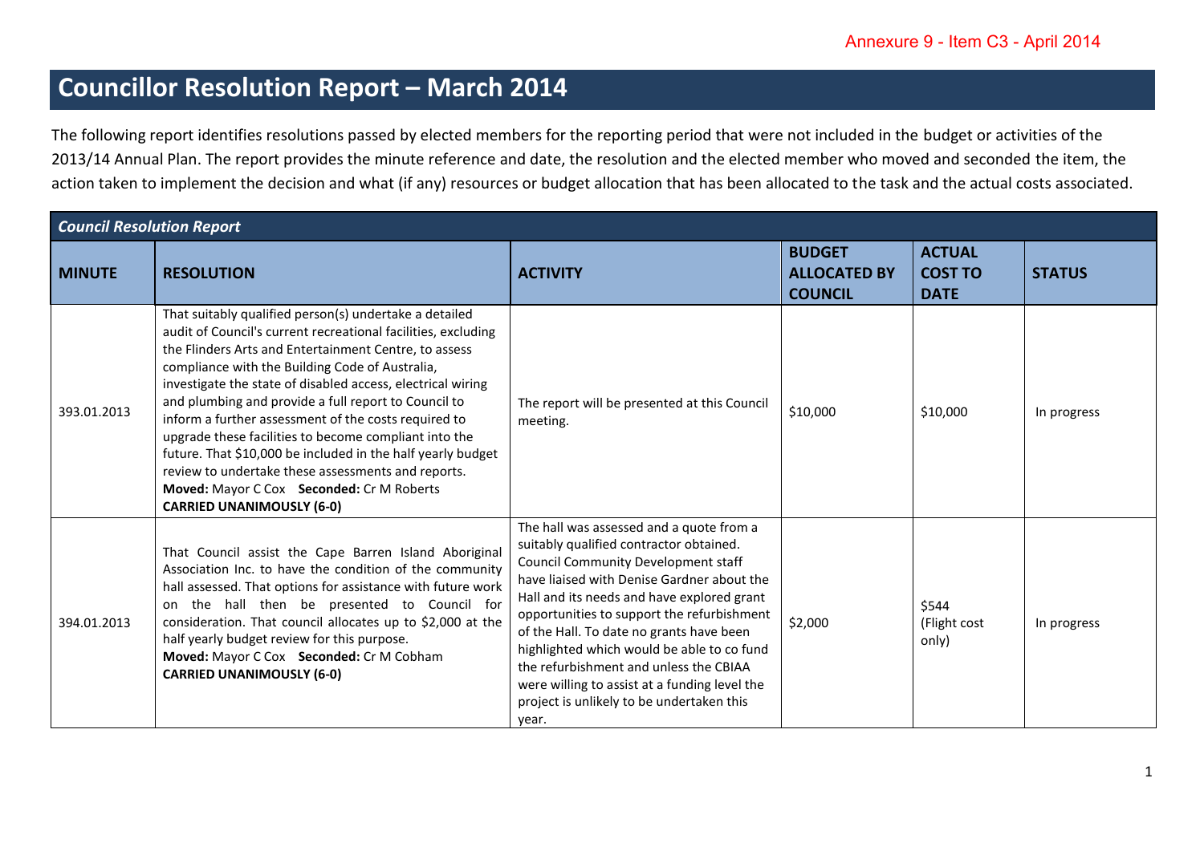Annexure 9 - Item C3 - April 2014

# Councillor Resolution Report – March 2014

The following report identifies resolutions passed by elected members for the reporting period that were not included in the budget or activities of the 2013/14 Annual Plan. The report provides the minute reference and date, the resolution and the elected member who moved and seconded the item, the action taken to implement the decision and what (if any) resources or budget allocation that has been allocated to the task and the actual costs associated.

***Council Resolution Report***

| MINUTE | RESOLUTION | ACTIVITY | BUDGET ALLOCATED BY COUNCIL | ACTUAL COST TO DATE | STATUS |
|---|---|---|---|---|---|
| 393.01.2013 | That suitably qualified person(s) undertake a detailed audit of Council's current recreational facilities, excluding the Flinders Arts and Entertainment Centre, to assess compliance with the Building Code of Australia, investigate the state of disabled access, electrical wiring and plumbing and provide a full report to Council to inform a further assessment of the costs required to upgrade these facilities to become compliant into the future. That $10,000 be included in the half yearly budget review to undertake these assessments and reports. **Moved:** Mayor C Cox **Seconded:** Cr M Roberts **CARRIED UNANIMOUSLY (6-0)** | The report will be presented at this Council meeting. | $10,000 | $10,000 | In progress |
| 394.01.2013 | That Council assist the Cape Barren Island Aboriginal Association Inc. to have the condition of the community hall assessed. That options for assistance with future work on the hall then be presented to Council for consideration. That council allocates up to $2,000 at the half yearly budget review for this purpose. **Moved:** Mayor C Cox **Seconded:** Cr M Cobham **CARRIED UNANIMOUSLY (6-0)** | The hall was assessed and a quote from a suitably qualified contractor obtained. Council Community Development staff have liaised with Denise Gardner about the Hall and its needs and have explored grant opportunities to support the refurbishment of the Hall. To date no grants have been highlighted which would be able to co fund the refurbishment and unless the CBIAA were willing to assist at a funding level the project is unlikely to be undertaken this year. | $2,000 | $544 (Flight cost only) | In progress |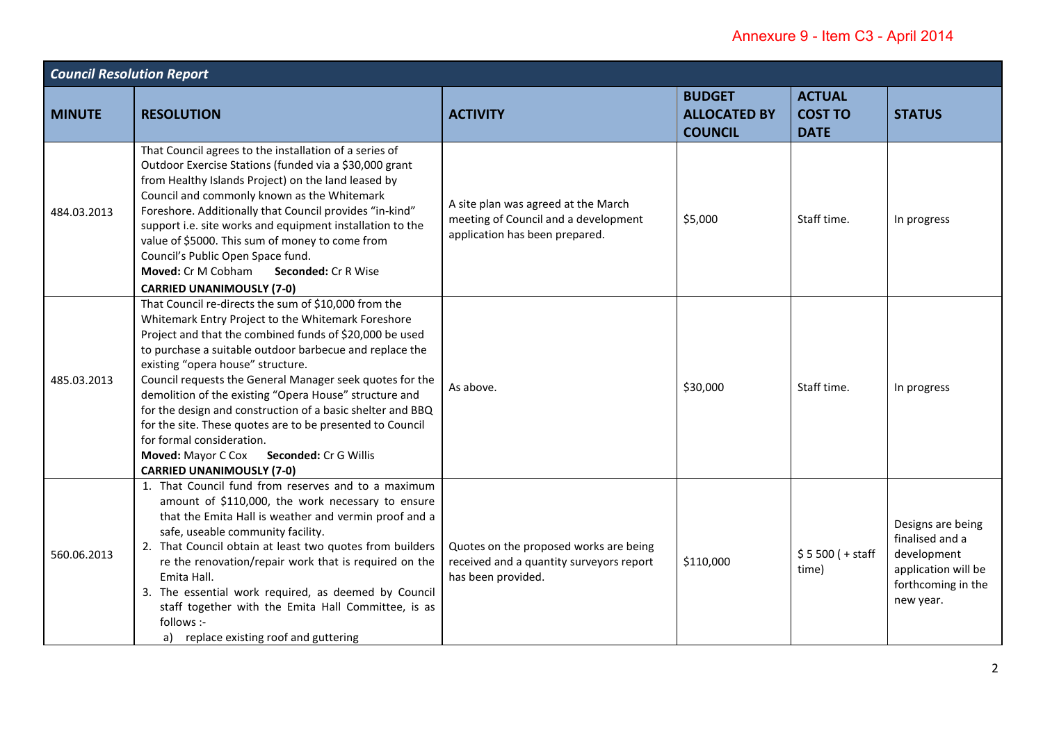Annexure 9 - Item C3 - April 2014

| *Council Resolution Report* | | | | | |
|---|---|---|---|---|---|
| **MINUTE** | **RESOLUTION** | **ACTIVITY** | **BUDGET ALLOCATED BY COUNCIL** | **ACTUAL COST TO DATE** | **STATUS** |
| 484.03.2013 | That Council agrees to the installation of a series of Outdoor Exercise Stations (funded via a $30,000 grant from Healthy Islands Project) on the land leased by Council and commonly known as the Whitemark Foreshore. Additionally that Council provides "in-kind" support i.e. site works and equipment installation to the value of $5000. This sum of money to come from Council's Public Open Space fund.<br>**Moved:** Cr M Cobham **Seconded:** Cr R Wise<br>**CARRIED UNANIMOUSLY (7-0)** | A site plan was agreed at the March meeting of Council and a development application has been prepared. | $5,000 | Staff time. | In progress |
| 485.03.2013 | That Council re-directs the sum of $10,000 from the Whitemark Entry Project to the Whitemark Foreshore Project and that the combined funds of $20,000 be used to purchase a suitable outdoor barbecue and replace the existing "opera house" structure.<br>Council requests the General Manager seek quotes for the demolition of the existing "Opera House" structure and for the design and construction of a basic shelter and BBQ for the site. These quotes are to be presented to Council for formal consideration.<br>**Moved:** Mayor C Cox **Seconded:** Cr G Willis<br>**CARRIED UNANIMOUSLY (7-0)** | As above. | $30,000 | Staff time. | In progress |
| 560.06.2013 | 1. That Council fund from reserves and to a maximum amount of $110,000, the work necessary to ensure that the Emita Hall is weather and vermin proof and a safe, useable community facility.<br>2. That Council obtain at least two quotes from builders re the renovation/repair work that is required on the Emita Hall.<br>3. The essential work required, as deemed by Council staff together with the Emita Hall Committee, is as follows :-<br>a) replace existing roof and guttering | Quotes on the proposed works are being received and a quantity surveyors report has been provided. | $110,000 | $ 5 500 ( + staff time) | Designs are being finalised and a development application will be forthcoming in the new year. |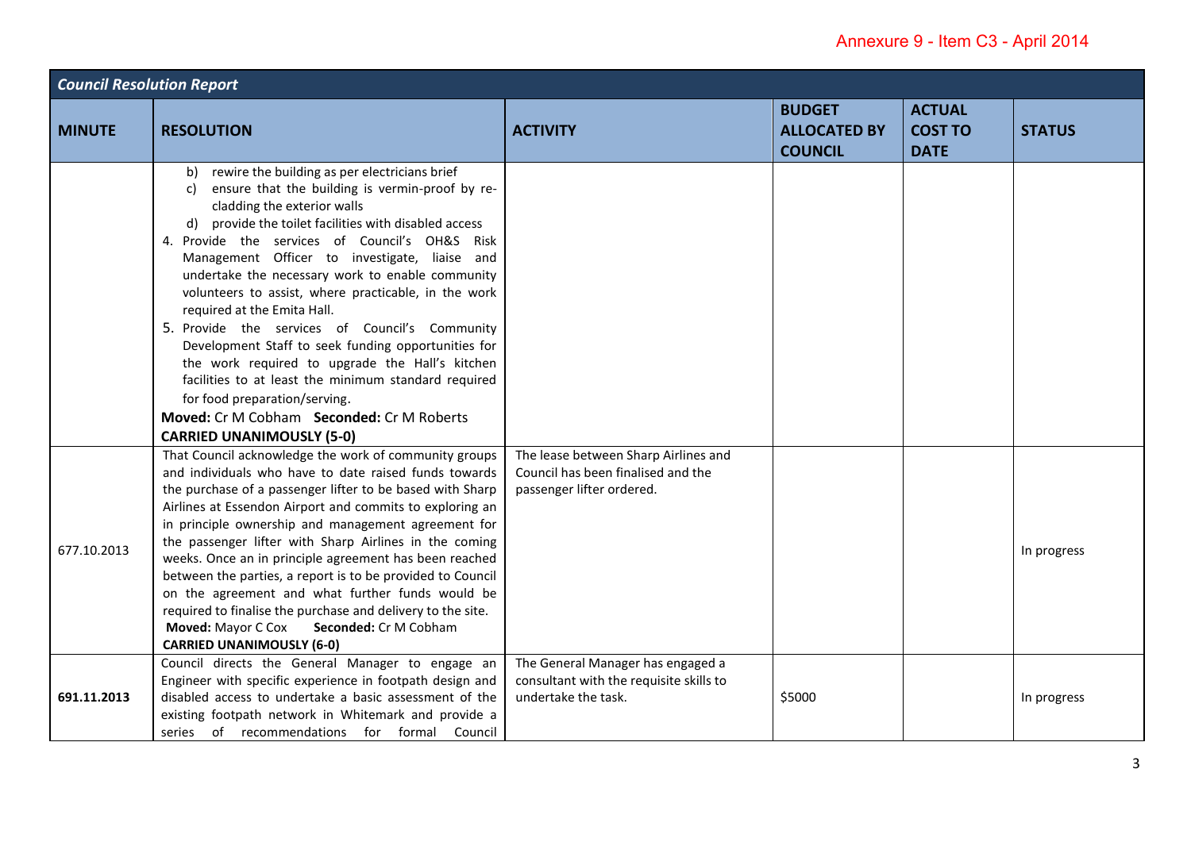Annexure 9 - Item C3 - April 2014

| *Council Resolution Report* | | | | | |
|---|---|---|---|---|---|
| **MINUTE** | **RESOLUTION** | **ACTIVITY** | **BUDGET ALLOCATED BY COUNCIL** | **ACTUAL COST TO DATE** | **STATUS** |
| | b) rewire the building as per electricians brief<br>c) ensure that the building is vermin-proof by re-cladding the exterior walls<br>d) provide the toilet facilities with disabled access<br>4. Provide the services of Council's OH&S Risk Management Officer to investigate, liaise and undertake the necessary work to enable community volunteers to assist, where practicable, in the work required at the Emita Hall.<br>5. Provide the services of Council's Community Development Staff to seek funding opportunities for the work required to upgrade the Hall's kitchen facilities to at least the minimum standard required for food preparation/serving.<br>**Moved:** Cr M Cobham **Seconded:** Cr M Roberts<br>**CARRIED UNANIMOUSLY (5-0)** | | | | |
| 677.10.2013 | That Council acknowledge the work of community groups and individuals who have to date raised funds towards the purchase of a passenger lifter to be based with Sharp Airlines at Essendon Airport and commits to exploring an in principle ownership and management agreement for the passenger lifter with Sharp Airlines in the coming weeks. Once an in principle agreement has been reached between the parties, a report is to be provided to Council on the agreement and what further funds would be required to finalise the purchase and delivery to the site.<br>**Moved:** Mayor C Cox **Seconded:** Cr M Cobham<br>**CARRIED UNANIMOUSLY (6-0)** | The lease between Sharp Airlines and Council has been finalised and the passenger lifter ordered. | | | In progress |
| **691.11.2013** | Council directs the General Manager to engage an Engineer with specific experience in footpath design and disabled access to undertake a basic assessment of the existing footpath network in Whitemark and provide a series of recommendations for formal Council | The General Manager has engaged a consultant with the requisite skills to undertake the task. | $5000 | | In progress |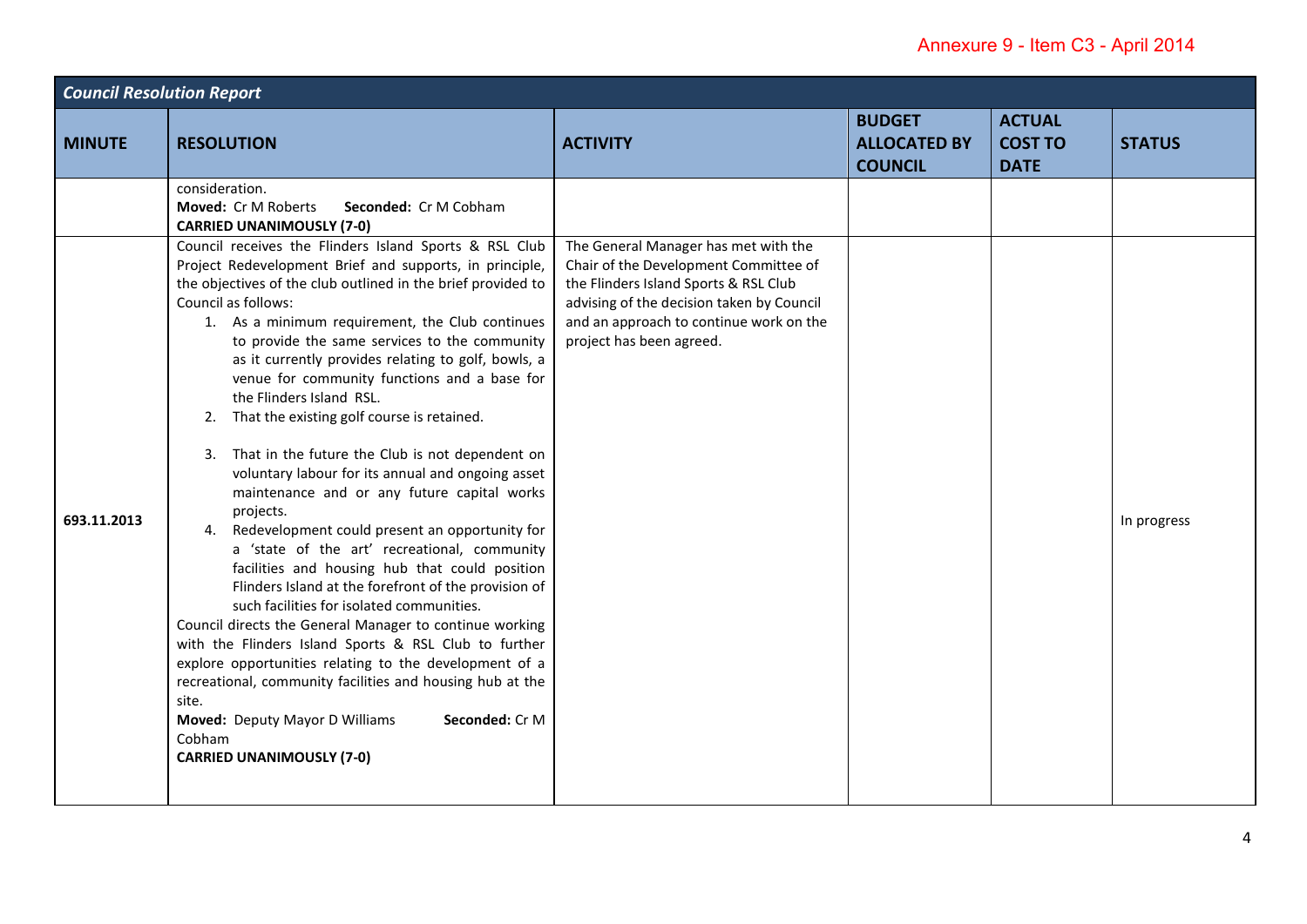Annexure 9 - Item C3 - April 2014

| **Council Resolution Report** | | | | | |
|---|---|---|---|---|---|
| **MINUTE** | **RESOLUTION** | **ACTIVITY** | **BUDGET ALLOCATED BY COUNCIL** | **ACTUAL COST TO DATE** | **STATUS** |
| | consideration.<br>**Moved:** Cr M Roberts **Seconded:** Cr M Cobham<br>**CARRIED UNANIMOUSLY (7-0)** | | | | |
| 693.11.2013 | Council receives the Flinders Island Sports & RSL Club Project Redevelopment Brief and supports, in principle, the objectives of the club outlined in the brief provided to Council as follows:<br>1. As a minimum requirement, the Club continues to provide the same services to the community as it currently provides relating to golf, bowls, a venue for community functions and a base for the Flinders Island RSL.<br>2. That the existing golf course is retained.<br>3. That in the future the Club is not dependent on voluntary labour for its annual and ongoing asset maintenance and or any future capital works projects.<br>4. Redevelopment could present an opportunity for a 'state of the art' recreational, community facilities and housing hub that could position Flinders Island at the forefront of the provision of such facilities for isolated communities.<br>Council directs the General Manager to continue working with the Flinders Island Sports & RSL Club to further explore opportunities relating to the development of a recreational, community facilities and housing hub at the site.<br>**Moved:** Deputy Mayor D Williams **Seconded:** Cr M Cobham<br>**CARRIED UNANIMOUSLY (7-0)** | The General Manager has met with the Chair of the Development Committee of the Flinders Island Sports & RSL Club advising of the decision taken by Council and an approach to continue work on the project has been agreed. | | | In progress |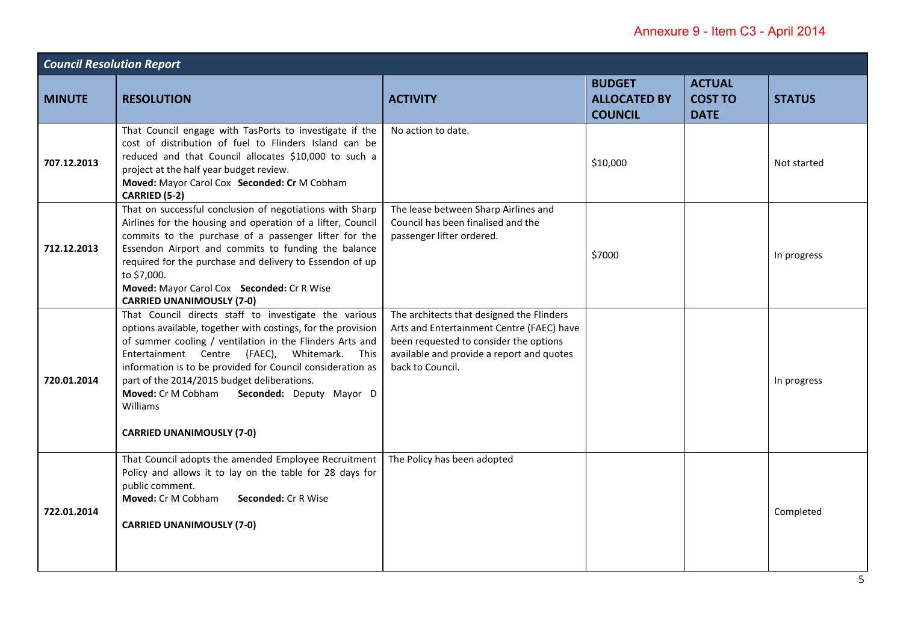Annexure 9 - Item C3 - April 2014

| *Council Resolution Report* | | | | | |
|---|---|---|---|---|---|
| **MINUTE** | **RESOLUTION** | **ACTIVITY** | **BUDGET ALLOCATED BY COUNCIL** | **ACTUAL COST TO DATE** | **STATUS** |
| **707.12.2013** | That Council engage with TasPorts to investigate if the cost of distribution of fuel to Flinders Island can be reduced and that Council allocates $10,000 to such a project at the half year budget review. **Moved:** Mayor Carol Cox **Seconded: Cr** M Cobham **CARRIED (5-2)** | No action to date. | $10,000 | | Not started |
| **712.12.2013** | That on successful conclusion of negotiations with Sharp Airlines for the housing and operation of a lifter, Council commits to the purchase of a passenger lifter for the Essendon Airport and commits to funding the balance required for the purchase and delivery to Essendon of up to $7,000. **Moved:** Mayor Carol Cox **Seconded:** Cr R Wise **CARRIED UNANIMOUSLY (7-0)** | The lease between Sharp Airlines and Council has been finalised and the passenger lifter ordered. | $7000 | | In progress |
| **720.01.2014** | That Council directs staff to investigate the various options available, together with costings, for the provision of summer cooling / ventilation in the Flinders Arts and Entertainment Centre (FAEC), Whitemark. This information is to be provided for Council consideration as part of the 2014/2015 budget deliberations. **Moved:** Cr M Cobham **Seconded:** Deputy Mayor D Williams **CARRIED UNANIMOUSLY (7-0)** | The architects that designed the Flinders Arts and Entertainment Centre (FAEC) have been requested to consider the options available and provide a report and quotes back to Council. | | | In progress |
| **722.01.2014** | That Council adopts the amended Employee Recruitment Policy and allows it to lay on the table for 28 days for public comment. **Moved:** Cr M Cobham **Seconded:** Cr R Wise **CARRIED UNANIMOUSLY (7-0)** | The Policy has been adopted | | | Completed |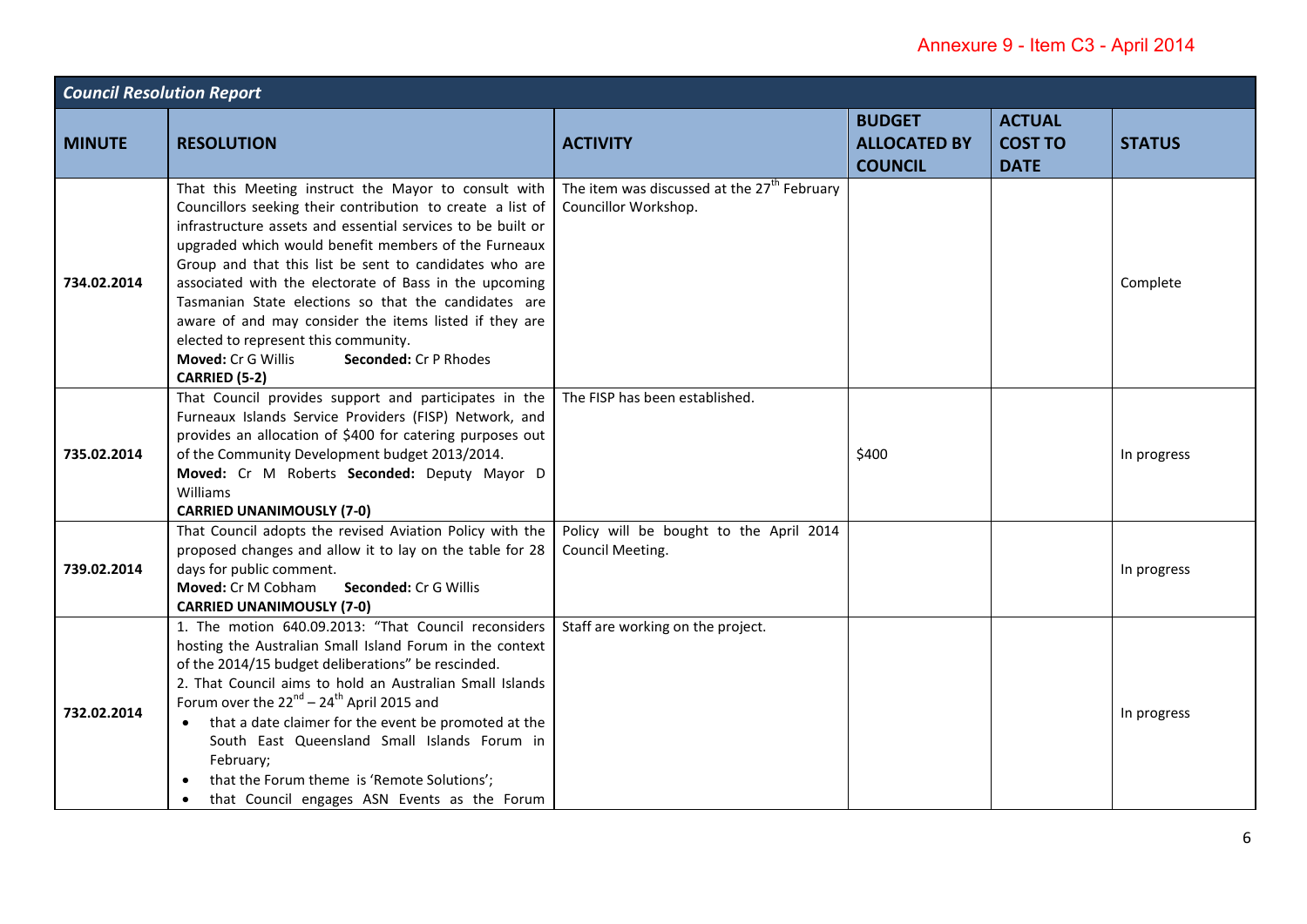Annexure 9 - Item C3 - April 2014

| *Council Resolution Report* | | | | | |
|---|---|---|---|---|---|
| **MINUTE** | **RESOLUTION** | **ACTIVITY** | **BUDGET ALLOCATED BY COUNCIL** | **ACTUAL COST TO DATE** | **STATUS** |
| **734.02.2014** | That this Meeting instruct the Mayor to consult with Councillors seeking their contribution to create a list of infrastructure assets and essential services to be built or upgraded which would benefit members of the Furneaux Group and that this list be sent to candidates who are associated with the electorate of Bass in the upcoming Tasmanian State elections so that the candidates are aware of and may consider the items listed if they are elected to represent this community.<br>**Moved:** Cr G Willis **Seconded:** Cr P Rhodes<br>**CARRIED (5-2)** | The item was discussed at the 27th February Councillor Workshop. | | | Complete |
| **735.02.2014** | That Council provides support and participates in the Furneaux Islands Service Providers (FISP) Network, and provides an allocation of $400 for catering purposes out of the Community Development budget 2013/2014.<br>**Moved:** Cr M Roberts **Seconded:** Deputy Mayor D Williams<br>**CARRIED UNANIMOUSLY (7-0)** | The FISP has been established. | $400 | | In progress |
| **739.02.2014** | That Council adopts the revised Aviation Policy with the proposed changes and allow it to lay on the table for 28 days for public comment.<br>**Moved:** Cr M Cobham **Seconded:** Cr G Willis<br>**CARRIED UNANIMOUSLY (7-0)** | Policy will be bought to the April 2014 Council Meeting. | | | In progress |
| **732.02.2014** | 1. The motion 640.09.2013: "That Council reconsiders hosting the Australian Small Island Forum in the context of the 2014/15 budget deliberations" be rescinded.<br>2. That Council aims to hold an Australian Small Islands Forum over the 22nd – 24th April 2015 and<br>• that a date claimer for the event be promoted at the South East Queensland Small Islands Forum in February;<br>• that the Forum theme is 'Remote Solutions';<br>• that Council engages ASN Events as the Forum | Staff are working on the project. | | | In progress |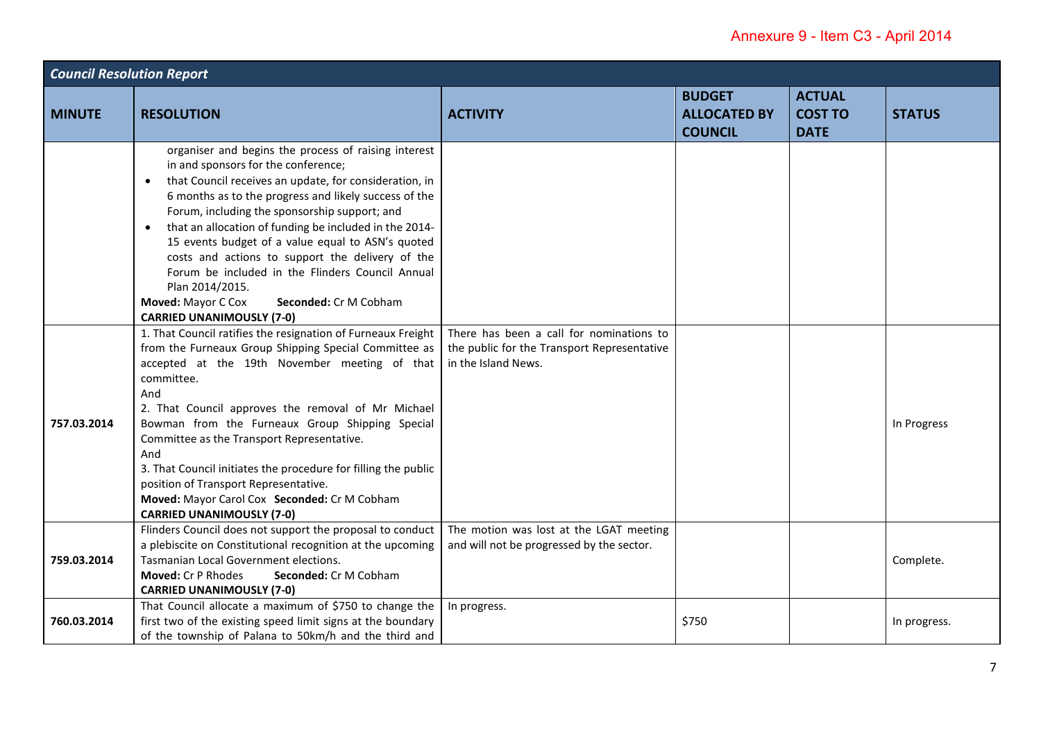Annexure 9 - Item C3 - April 2014

| *Council Resolution Report* | | | | | |
|---|---|---|---|---|---|
| **MINUTE** | **RESOLUTION** | **ACTIVITY** | **BUDGET ALLOCATED BY COUNCIL** | **ACTUAL COST TO DATE** | **STATUS** |
| | organiser and begins the process of raising interest in and sponsors for the conference;<br>• that Council receives an update, for consideration, in 6 months as to the progress and likely success of the Forum, including the sponsorship support; and<br>• that an allocation of funding be included in the 2014-15 events budget of a value equal to ASN's quoted costs and actions to support the delivery of the Forum be included in the Flinders Council Annual Plan 2014/2015.<br>**Moved:** Mayor C Cox **Seconded:** Cr M Cobham<br>**CARRIED UNANIMOUSLY (7-0)** | | | | |
| 757.03.2014 | 1. That Council ratifies the resignation of Furneaux Freight from the Furneaux Group Shipping Special Committee as accepted at the 19th November meeting of that committee.<br>And<br>2. That Council approves the removal of Mr Michael Bowman from the Furneaux Group Shipping Special Committee as the Transport Representative.<br>And<br>3. That Council initiates the procedure for filling the public position of Transport Representative.<br>**Moved:** Mayor Carol Cox **Seconded:** Cr M Cobham<br>**CARRIED UNANIMOUSLY (7-0)** | There has been a call for nominations to the public for the Transport Representative in the Island News. | | | In Progress |
| 759.03.2014 | Flinders Council does not support the proposal to conduct a plebiscite on Constitutional recognition at the upcoming Tasmanian Local Government elections.<br>**Moved:** Cr P Rhodes **Seconded:** Cr M Cobham<br>**CARRIED UNANIMOUSLY (7-0)** | The motion was lost at the LGAT meeting and will not be progressed by the sector. | | | Complete. |
| 760.03.2014 | That Council allocate a maximum of $750 to change the first two of the existing speed limit signs at the boundary of the township of Palana to 50km/h and the third and | In progress. | $750 | | In progress. |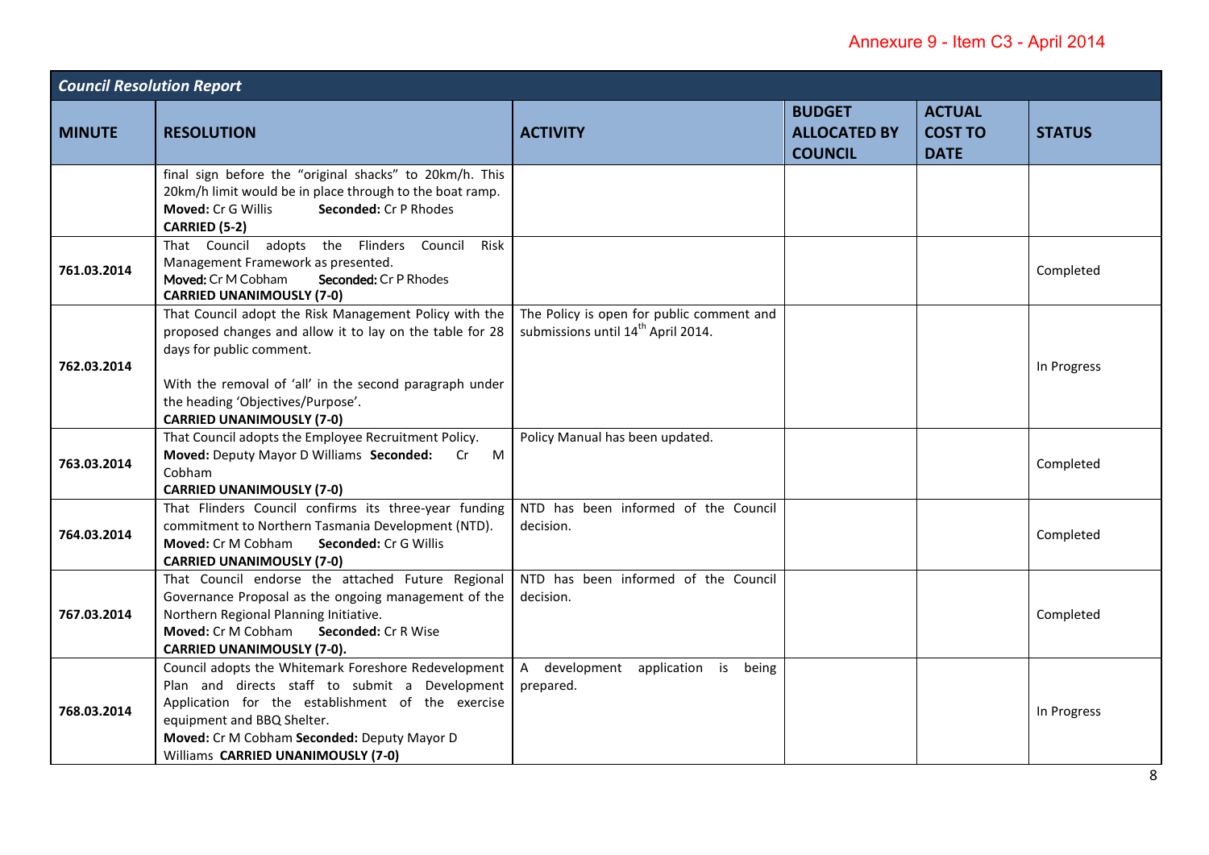Annexure 9 - Item C3 - April 2014

| Council Resolution Report | | | | | |
|---|---|---|---|---|---|
| **MINUTE** | **RESOLUTION** | **ACTIVITY** | **BUDGET ALLOCATED BY COUNCIL** | **ACTUAL COST TO DATE** | **STATUS** |
| | final sign before the "original shacks" to 20km/h. This 20km/h limit would be in place through to the boat ramp. **Moved:** Cr G Willis **Seconded:** Cr P Rhodes **CARRIED (5-2)** | | | | |
| **761.03.2014** | That Council adopts the Flinders Council Risk Management Framework as presented. **Moved:** Cr M Cobham **Seconded:** Cr P Rhodes **CARRIED UNANIMOUSLY (7-0)** | | | | Completed |
| **762.03.2014** | That Council adopt the Risk Management Policy with the proposed changes and allow it to lay on the table for 28 days for public comment. With the removal of 'all' in the second paragraph under the heading 'Objectives/Purpose'. **CARRIED UNANIMOUSLY (7-0)** | The Policy is open for public comment and submissions until 14th April 2014. | | | In Progress |
| **763.03.2014** | That Council adopts the Employee Recruitment Policy. **Moved:** Deputy Mayor D Williams **Seconded:** Cr M Cobham **CARRIED UNANIMOUSLY (7-0)** | Policy Manual has been updated. | | | Completed |
| **764.03.2014** | That Flinders Council confirms its three-year funding commitment to Northern Tasmania Development (NTD). **Moved:** Cr M Cobham **Seconded:** Cr G Willis **CARRIED UNANIMOUSLY (7-0)** | NTD has been informed of the Council decision. | | | Completed |
| **767.03.2014** | That Council endorse the attached Future Regional Governance Proposal as the ongoing management of the Northern Regional Planning Initiative. **Moved:** Cr M Cobham **Seconded:** Cr R Wise **CARRIED UNANIMOUSLY (7-0).** | NTD has been informed of the Council decision. | | | Completed |
| **768.03.2014** | Council adopts the Whitemark Foreshore Redevelopment Plan and directs staff to submit a Development Application for the establishment of the exercise equipment and BBQ Shelter. **Moved:** Cr M Cobham **Seconded:** Deputy Mayor D Williams **CARRIED UNANIMOUSLY (7-0)** | A development application is being prepared. | | | In Progress |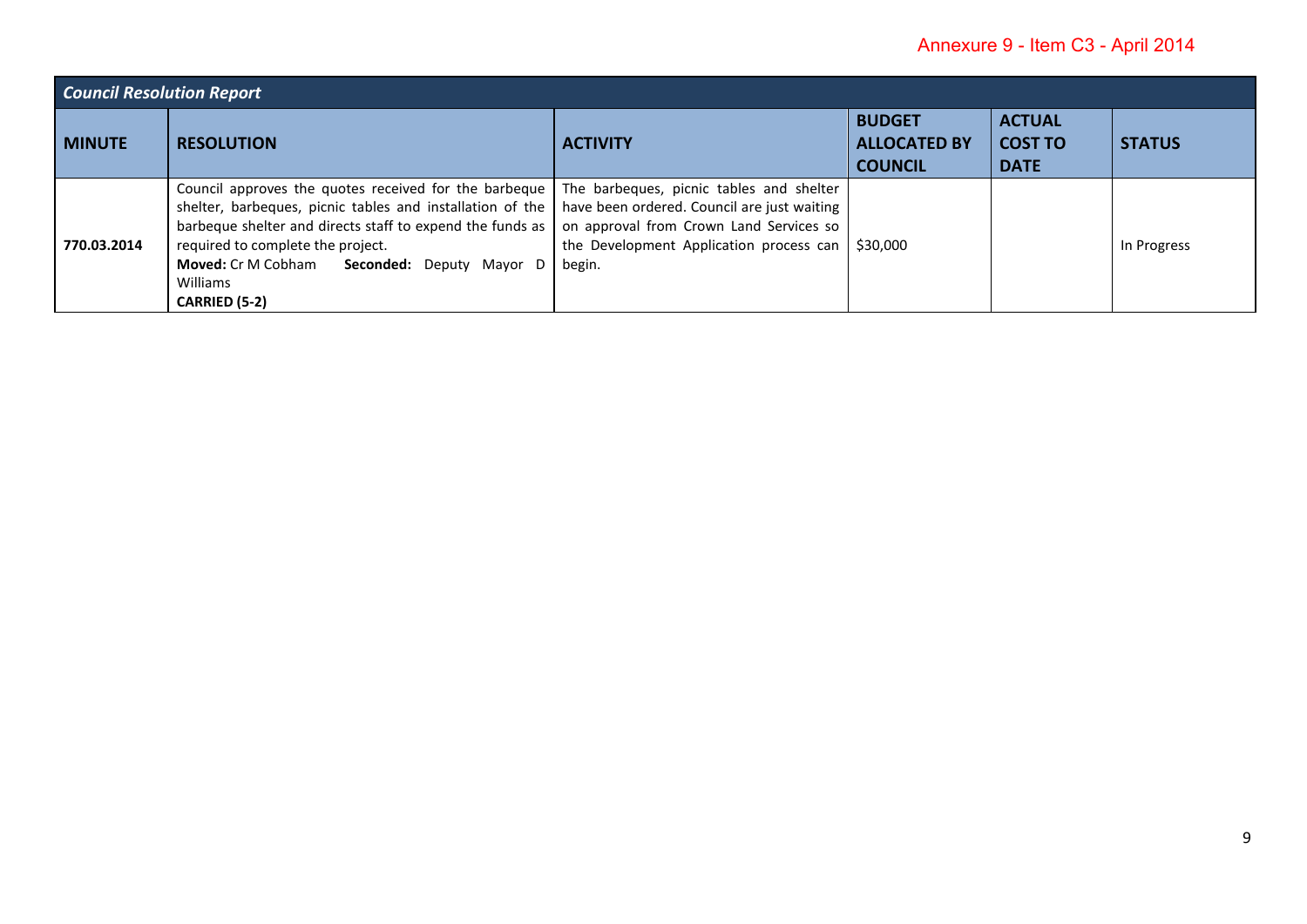Annexure 9 - Item C3 - April 2014

***Council Resolution Report***

| MINUTE | RESOLUTION | ACTIVITY | BUDGET ALLOCATED BY COUNCIL | ACTUAL COST TO DATE | STATUS |
|---|---|---|---|---|---|
| **770.03.2014** | Council approves the quotes received for the barbeque shelter, barbeques, picnic tables and installation of the barbeque shelter and directs staff to expend the funds as required to complete the project.<br>**Moved:** Cr M Cobham **Seconded:** Deputy Mayor D Williams<br>**CARRIED (5-2)** | The barbeques, picnic tables and shelter have been ordered. Council are just waiting on approval from Crown Land Services so the Development Application process can begin. | $30,000 | | In Progress |